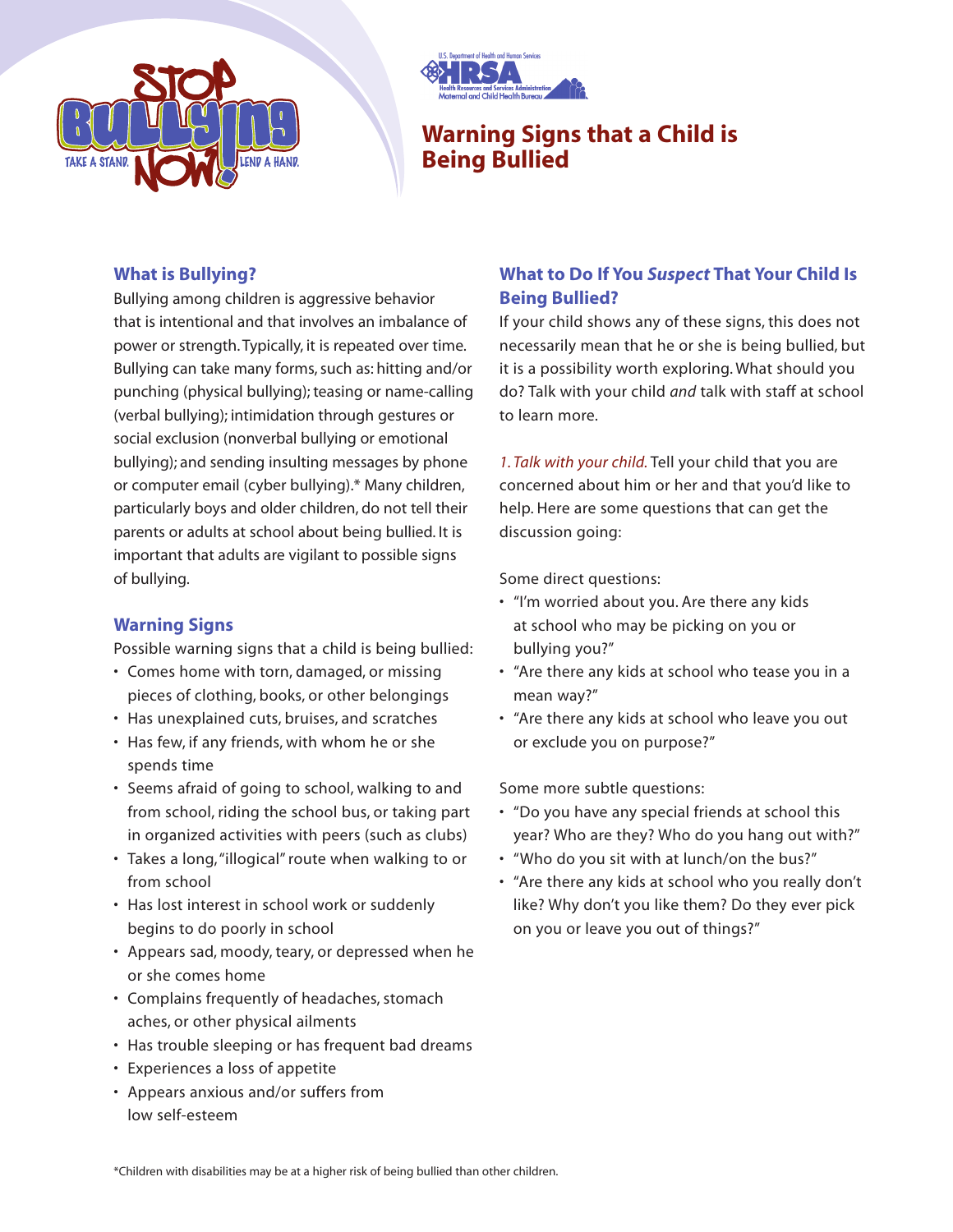# Warning Signs that a Child is Being Bullied

## What is Bullying?

Bullying among children is aggressive behavior that is intentional and that involves an imbalance of power or strength. Typically, it is repeated over time. Bullying can take many forms, such as: hitting and/or punching (physical bullying); teasing or name-calling (verbal bullying); intimidation through gestures or social exclusion (nonverbal bullying or emotional bullying); and sending insulting messages by phone or computer email (cyber bullying).* Many children, particularly boys and older children, do not tell their parents or adults at school about being bullied. It is important that adults are vigilant to possible signs of bullying.

## Warning Signs

Possible warning signs that a child is being bullied:

- Comes home with torn, damaged, or missing pieces of clothing, books, or other belongings
- Has unexplained cuts, bruises, and scratches
- Has few, if any friends, with whom he or she spends time
- Seems afraid of going to school, walking to and from school, riding the school bus, or taking part in organized activities with peers (such as clubs)
- Takes a long, "illogical" route when walking to or from school
- Has lost interest in school work or suddenly begins to do poorly in school
- Appears sad, moody, teary, or depressed when he or she comes home
- Complains frequently of headaches, stomach aches, or other physical ailments
- Has trouble sleeping or has frequent bad dreams
- Experiences a loss of appetite
- Appears anxious and/or suffers from low self-esteem

## What to Do If You *Suspect* That Your Child Is Being Bullied?

If your child shows any of these signs, this does not necessarily mean that he or she is being bullied, but it is a possibility worth exploring. What should you do? Talk with your child *and* talk with staff at school to learn more.

*1. Talk with your child.* Tell your child that you are concerned about him or her and that you'd like to help. Here are some questions that can get the discussion going:

Some direct questions:

- "I'm worried about you. Are there any kids at school who may be picking on you or bullying you?"
- "Are there any kids at school who tease you in a mean way?"
- "Are there any kids at school who leave you out or exclude you on purpose?"

Some more subtle questions:

- "Do you have any special friends at school this year? Who are they? Who do you hang out with?"
- "Who do you sit with at lunch/on the bus?"
- "Are there any kids at school who you really don't like? Why don't you like them? Do they ever pick on you or leave you out of things?"

*Children with disabilities may be at a higher risk of being bullied than other children.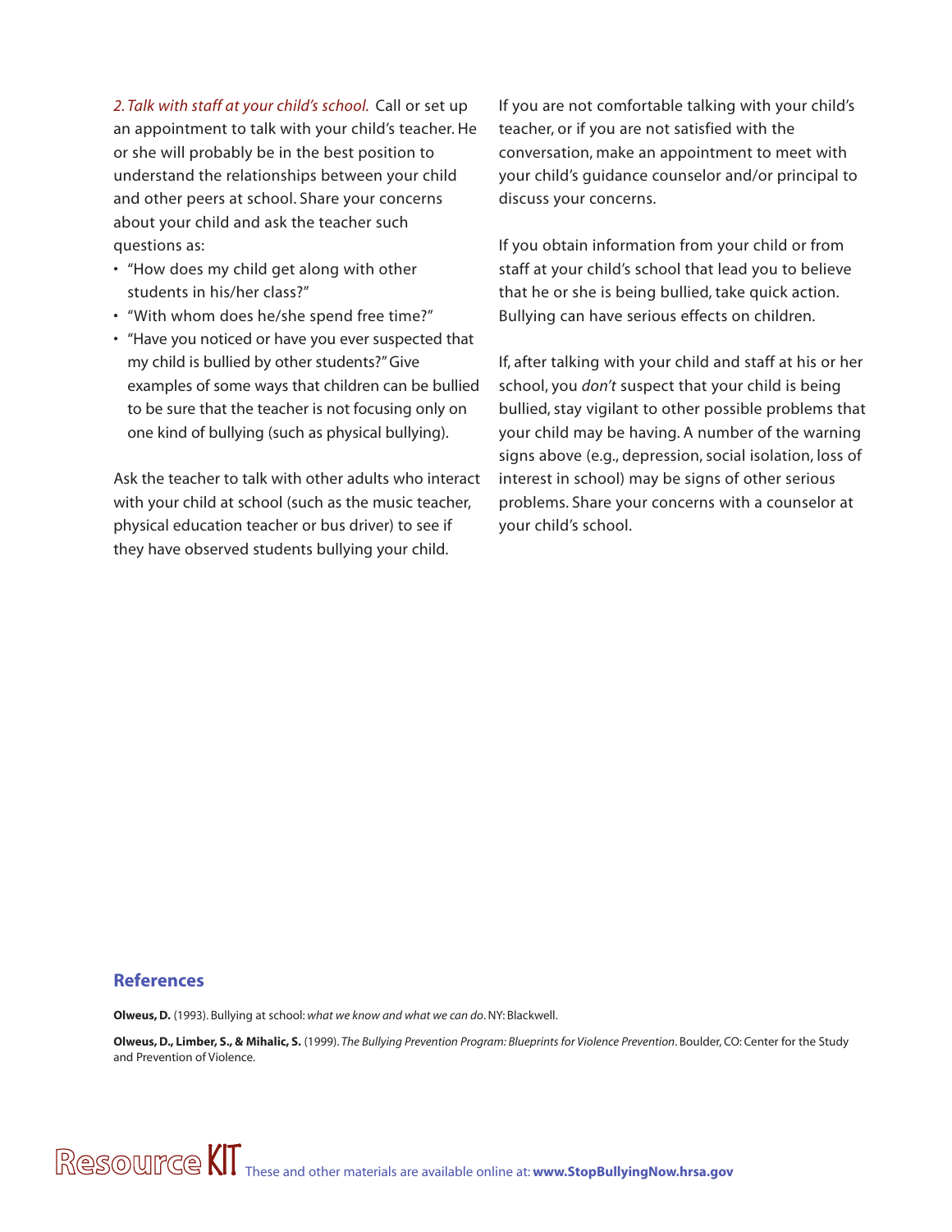*2. Talk with staff at your child's school.* Call or set up an appointment to talk with your child's teacher. He or she will probably be in the best position to understand the relationships between your child and other peers at school. Share your concerns about your child and ask the teacher such questions as:

- "How does my child get along with other students in his/her class?"
- "With whom does he/she spend free time?"
- "Have you noticed or have you ever suspected that my child is bullied by other students?" Give examples of some ways that children can be bullied to be sure that the teacher is not focusing only on one kind of bullying (such as physical bullying).

Ask the teacher to talk with other adults who interact with your child at school (such as the music teacher, physical education teacher or bus driver) to see if they have observed students bullying your child.

If you are not comfortable talking with your child's teacher, or if you are not satisfied with the conversation, make an appointment to meet with your child's guidance counselor and/or principal to discuss your concerns.

If you obtain information from your child or from staff at your child's school that lead you to believe that he or she is being bullied, take quick action. Bullying can have serious effects on children.

If, after talking with your child and staff at his or her school, you *don't* suspect that your child is being bullied, stay vigilant to other possible problems that your child may be having. A number of the warning signs above (e.g., depression, social isolation, loss of interest in school) may be signs of other serious problems. Share your concerns with a counselor at your child's school.

## References

**Olweus, D.** (1993). Bullying at school: *what we know and what we can do*. NY: Blackwell.

**Olweus, D., Limber, S., & Mihalic, S.** (1999). *The Bullying Prevention Program: Blueprints for Violence Prevention*. Boulder, CO: Center for the Study and Prevention of Violence.

Resource KIT These and other materials are available online at: **www.StopBullyingNow.hrsa.gov**